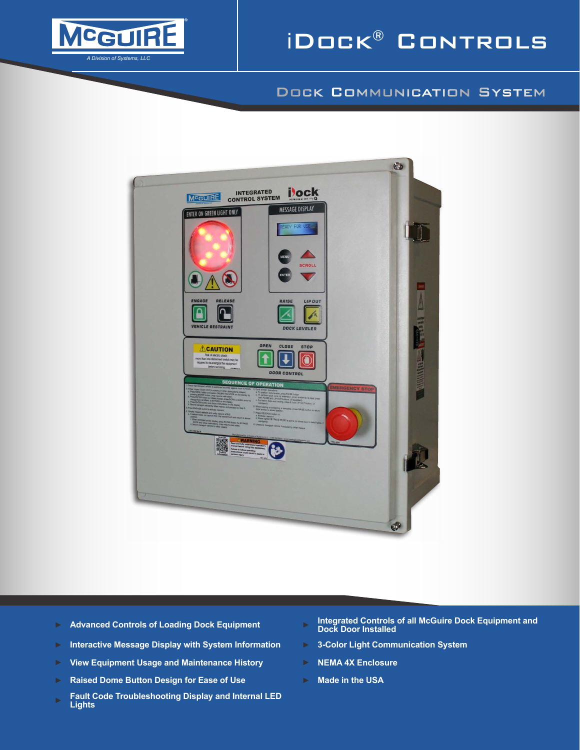McGUIRE®

*A Division of Systems, LLC*

# iDock® Controls

## Dock Communication System

- Advanced Controls of Loading Dock Equipment
- Interactive Message Display with System Information
- View Equipment Usage and Maintenance History
- Raised Dome Button Design for Ease of Use
- Fault Code Troubleshooting Display and Internal LED Lights
- Integrated Controls of all McGuire Dock Equipment and Dock Door Installed
- 3-Color Light Communication System
- NEMA 4X Enclosure
- Made in the USA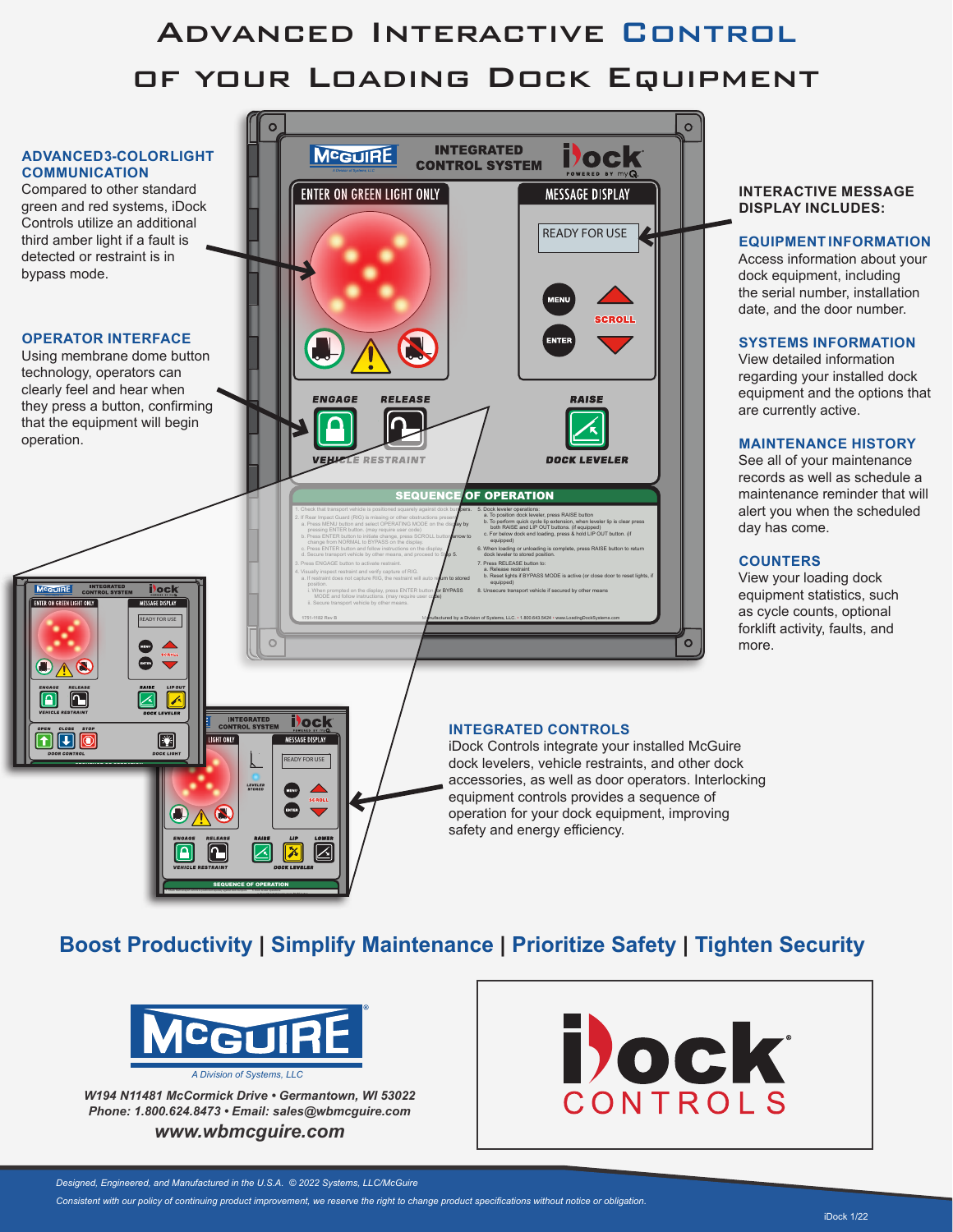# Advanced Interactive Control of your Loading Dock Equipment

### ADVANCED 3-COLOR LIGHT COMMUNICATION

Compared to other standard green and red systems, iDock Controls utilize an additional third amber light if a fault is detected or restraint is in bypass mode.

### OPERATOR INTERFACE

Using membrane dome button technology, operators can clearly feel and hear when they press a button, confirming that the equipment will begin operation.

### INTERACTIVE MESSAGE DISPLAY INCLUDES:

### EQUIPMENT INFORMATION

Access information about your dock equipment, including the serial number, installation date, and the door number.

### SYSTEMS INFORMATION

View detailed information regarding your installed dock equipment and the options that are currently active.

### MAINTENANCE HISTORY

See all of your maintenance records as well as schedule a maintenance reminder that will alert you when the scheduled day has come.

### COUNTERS

View your loading dock equipment statistics, such as cycle counts, optional forklift activity, faults, and more.

### INTEGRATED CONTROLS

iDock Controls integrate your installed McGuire dock levelers, vehicle restraints, and other dock accessories, as well as door operators. Interlocking equipment controls provides a sequence of operation for your dock equipment, improving safety and energy efficiency.

## Boost Productivity | Simplify Maintenance | Prioritize Safety | Tighten Security

McGUIRE®

*A Division of Systems, LLC*

***W194 N11481 McCormick Drive • Germantown, WI 53022***
***Phone: 1.800.624.8473 • Email: sales@wbmcguire.com***

***www.wbmcguire.com***

iDock® CONTROLS

*Designed, Engineered, and Manufactured in the U.S.A. © 2022 Systems, LLC/McGuire*

*Consistent with our policy of continuing product improvement, we reserve the right to change product specifications without notice or obligation.*

iDock 1/22